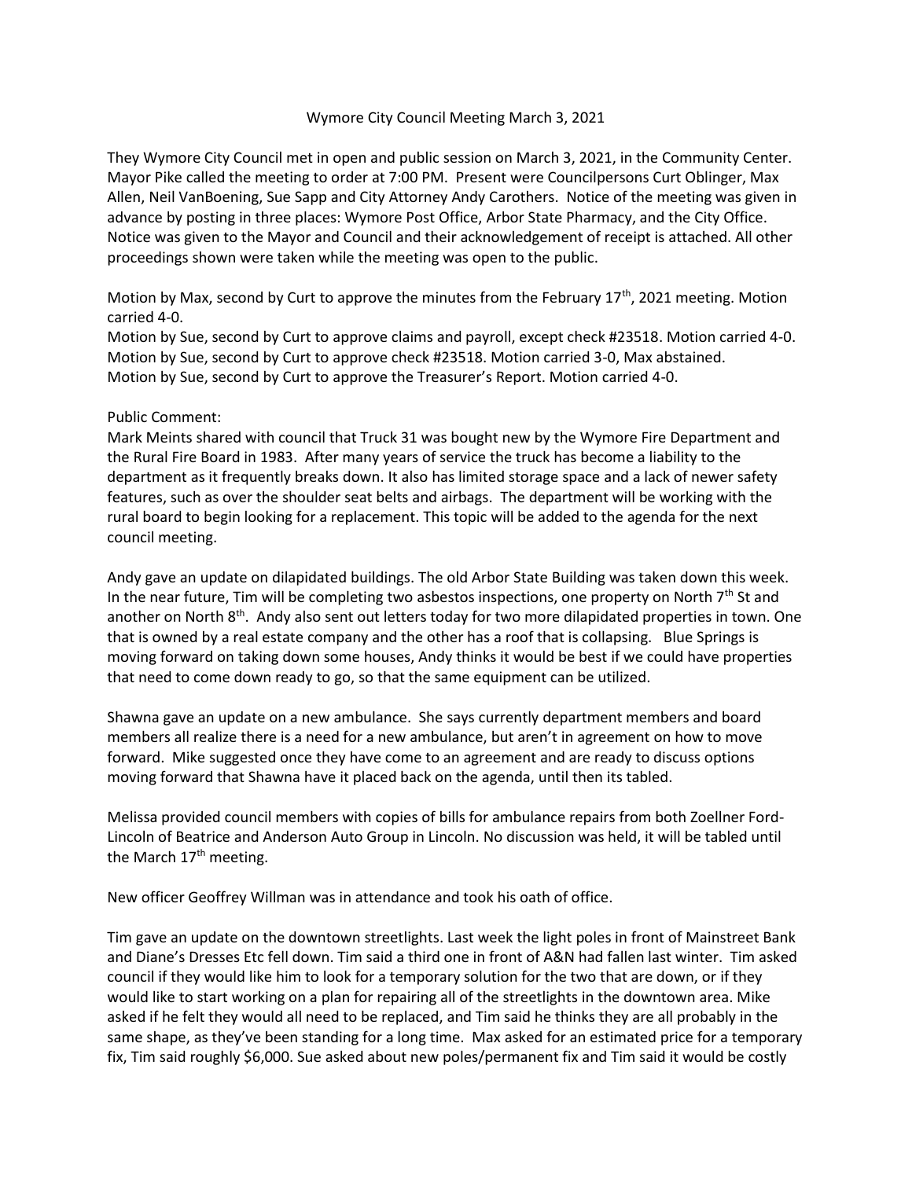# Wymore City Council Meeting March 3, 2021

They Wymore City Council met in open and public session on March 3, 2021, in the Community Center. Mayor Pike called the meeting to order at 7:00 PM. Present were Councilpersons Curt Oblinger, Max Allen, Neil VanBoening, Sue Sapp and City Attorney Andy Carothers. Notice of the meeting was given in advance by posting in three places: Wymore Post Office, Arbor State Pharmacy, and the City Office. Notice was given to the Mayor and Council and their acknowledgement of receipt is attached. All other proceedings shown were taken while the meeting was open to the public.

Motion by Max, second by Curt to approve the minutes from the February 17th, 2021 meeting. Motion carried 4-0.
Motion by Sue, second by Curt to approve claims and payroll, except check #23518. Motion carried 4-0.
Motion by Sue, second by Curt to approve check #23518. Motion carried 3-0, Max abstained.
Motion by Sue, second by Curt to approve the Treasurer's Report. Motion carried 4-0.

Public Comment:
Mark Meints shared with council that Truck 31 was bought new by the Wymore Fire Department and the Rural Fire Board in 1983. After many years of service the truck has become a liability to the department as it frequently breaks down. It also has limited storage space and a lack of newer safety features, such as over the shoulder seat belts and airbags. The department will be working with the rural board to begin looking for a replacement. This topic will be added to the agenda for the next council meeting.

Andy gave an update on dilapidated buildings. The old Arbor State Building was taken down this week. In the near future, Tim will be completing two asbestos inspections, one property on North 7th St and another on North 8th. Andy also sent out letters today for two more dilapidated properties in town. One that is owned by a real estate company and the other has a roof that is collapsing. Blue Springs is moving forward on taking down some houses, Andy thinks it would be best if we could have properties that need to come down ready to go, so that the same equipment can be utilized.

Shawna gave an update on a new ambulance. She says currently department members and board members all realize there is a need for a new ambulance, but aren't in agreement on how to move forward. Mike suggested once they have come to an agreement and are ready to discuss options moving forward that Shawna have it placed back on the agenda, until then its tabled.

Melissa provided council members with copies of bills for ambulance repairs from both Zoellner Ford-Lincoln of Beatrice and Anderson Auto Group in Lincoln. No discussion was held, it will be tabled until the March 17th meeting.

New officer Geoffrey Willman was in attendance and took his oath of office.

Tim gave an update on the downtown streetlights. Last week the light poles in front of Mainstreet Bank and Diane's Dresses Etc fell down. Tim said a third one in front of A&N had fallen last winter. Tim asked council if they would like him to look for a temporary solution for the two that are down, or if they would like to start working on a plan for repairing all of the streetlights in the downtown area. Mike asked if he felt they would all need to be replaced, and Tim said he thinks they are all probably in the same shape, as they've been standing for a long time. Max asked for an estimated price for a temporary fix, Tim said roughly $6,000. Sue asked about new poles/permanent fix and Tim said it would be costly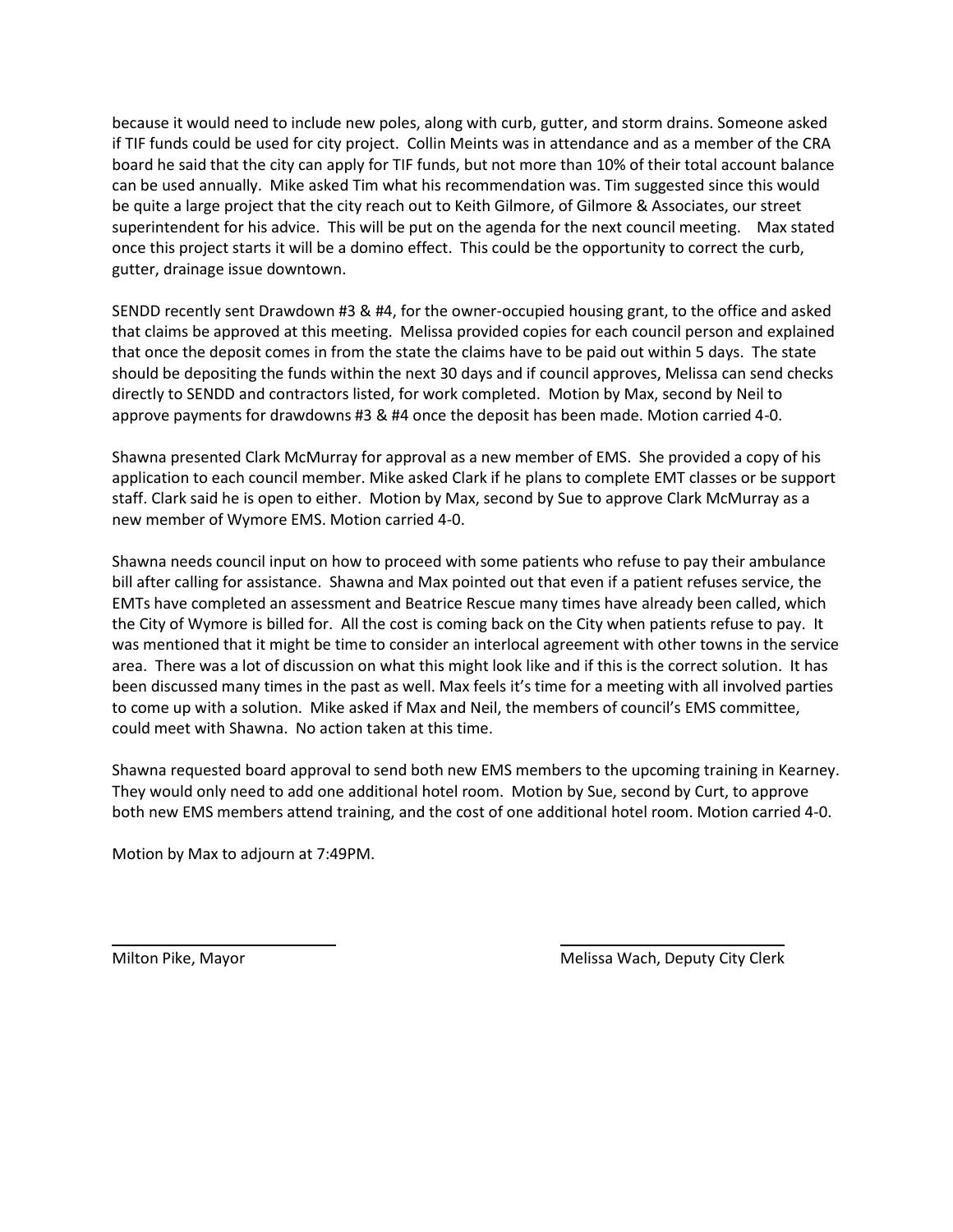because it would need to include new poles, along with curb, gutter, and storm drains. Someone asked if TIF funds could be used for city project. Collin Meints was in attendance and as a member of the CRA board he said that the city can apply for TIF funds, but not more than 10% of their total account balance can be used annually. Mike asked Tim what his recommendation was. Tim suggested since this would be quite a large project that the city reach out to Keith Gilmore, of Gilmore & Associates, our street superintendent for his advice. This will be put on the agenda for the next council meeting. Max stated once this project starts it will be a domino effect. This could be the opportunity to correct the curb, gutter, drainage issue downtown.

SENDD recently sent Drawdown #3 & #4, for the owner-occupied housing grant, to the office and asked that claims be approved at this meeting. Melissa provided copies for each council person and explained that once the deposit comes in from the state the claims have to be paid out within 5 days. The state should be depositing the funds within the next 30 days and if council approves, Melissa can send checks directly to SENDD and contractors listed, for work completed. Motion by Max, second by Neil to approve payments for drawdowns #3 & #4 once the deposit has been made. Motion carried 4-0.

Shawna presented Clark McMurray for approval as a new member of EMS. She provided a copy of his application to each council member. Mike asked Clark if he plans to complete EMT classes or be support staff. Clark said he is open to either. Motion by Max, second by Sue to approve Clark McMurray as a new member of Wymore EMS. Motion carried 4-0.

Shawna needs council input on how to proceed with some patients who refuse to pay their ambulance bill after calling for assistance. Shawna and Max pointed out that even if a patient refuses service, the EMTs have completed an assessment and Beatrice Rescue many times have already been called, which the City of Wymore is billed for. All the cost is coming back on the City when patients refuse to pay. It was mentioned that it might be time to consider an interlocal agreement with other towns in the service area. There was a lot of discussion on what this might look like and if this is the correct solution. It has been discussed many times in the past as well. Max feels it's time for a meeting with all involved parties to come up with a solution. Mike asked if Max and Neil, the members of council's EMS committee, could meet with Shawna. No action taken at this time.

Shawna requested board approval to send both new EMS members to the upcoming training in Kearney. They would only need to add one additional hotel room. Motion by Sue, second by Curt, to approve both new EMS members attend training, and the cost of one additional hotel room. Motion carried 4-0.

Motion by Max to adjourn at 7:49PM.

Milton Pike, Mayor

Melissa Wach, Deputy City Clerk